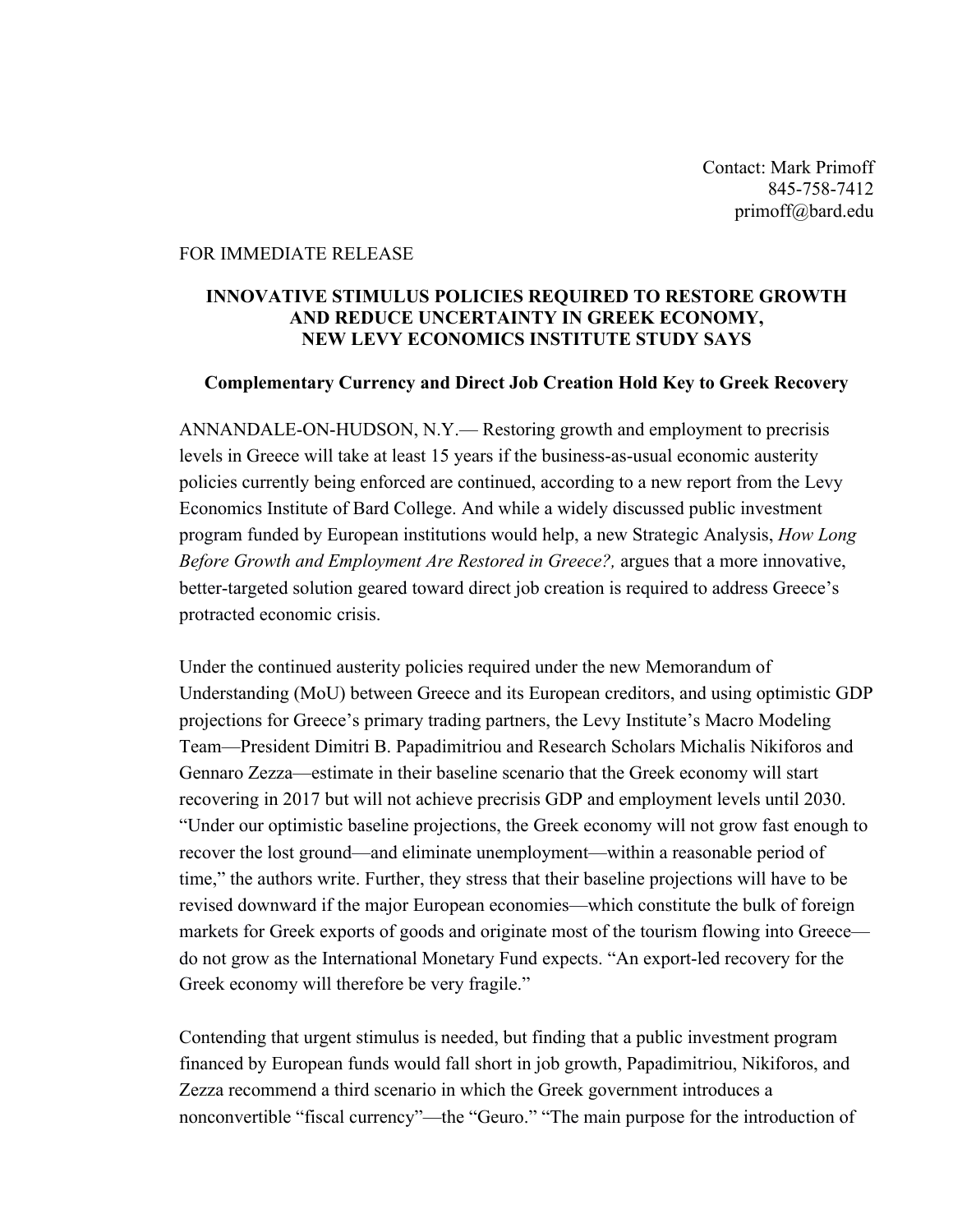Contact: Mark Primoff
845-758-7412
primoff@bard.edu

FOR IMMEDIATE RELEASE

**INNOVATIVE STIMULUS POLICIES REQUIRED TO RESTORE GROWTH AND REDUCE UNCERTAINTY IN GREEK ECONOMY, NEW LEVY ECONOMICS INSTITUTE STUDY SAYS**

**Complementary Currency and Direct Job Creation Hold Key to Greek Recovery**

ANNANDALE-ON-HUDSON, N.Y.— Restoring growth and employment to precrisis levels in Greece will take at least 15 years if the business-as-usual economic austerity policies currently being enforced are continued, according to a new report from the Levy Economics Institute of Bard College. And while a widely discussed public investment program funded by European institutions would help, a new Strategic Analysis, *How Long Before Growth and Employment Are Restored in Greece?,* argues that a more innovative, better-targeted solution geared toward direct job creation is required to address Greece's protracted economic crisis.

Under the continued austerity policies required under the new Memorandum of Understanding (MoU) between Greece and its European creditors, and using optimistic GDP projections for Greece's primary trading partners, the Levy Institute's Macro Modeling Team—President Dimitri B. Papadimitriou and Research Scholars Michalis Nikiforos and Gennaro Zezza—estimate in their baseline scenario that the Greek economy will start recovering in 2017 but will not achieve precrisis GDP and employment levels until 2030. "Under our optimistic baseline projections, the Greek economy will not grow fast enough to recover the lost ground—and eliminate unemployment—within a reasonable period of time," the authors write. Further, they stress that their baseline projections will have to be revised downward if the major European economies—which constitute the bulk of foreign markets for Greek exports of goods and originate most of the tourism flowing into Greece—do not grow as the International Monetary Fund expects. "An export-led recovery for the Greek economy will therefore be very fragile."

Contending that urgent stimulus is needed, but finding that a public investment program financed by European funds would fall short in job growth, Papadimitriou, Nikiforos, and Zezza recommend a third scenario in which the Greek government introduces a nonconvertible "fiscal currency"—the "Geuro." "The main purpose for the introduction of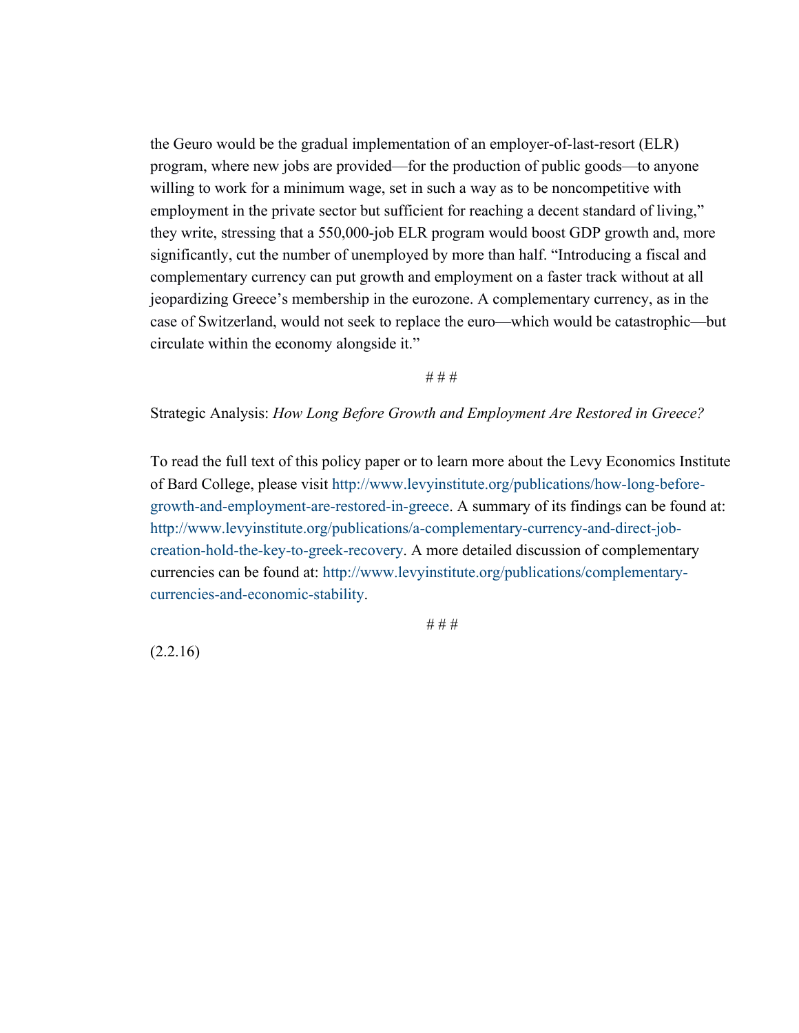the Geuro would be the gradual implementation of an employer-of-last-resort (ELR) program, where new jobs are provided—for the production of public goods—to anyone willing to work for a minimum wage, set in such a way as to be noncompetitive with employment in the private sector but sufficient for reaching a decent standard of living," they write, stressing that a 550,000-job ELR program would boost GDP growth and, more significantly, cut the number of unemployed by more than half. "Introducing a fiscal and complementary currency can put growth and employment on a faster track without at all jeopardizing Greece's membership in the eurozone. A complementary currency, as in the case of Switzerland, would not seek to replace the euro—which would be catastrophic—but circulate within the economy alongside it."

# # #

Strategic Analysis: *How Long Before Growth and Employment Are Restored in Greece?*

To read the full text of this policy paper or to learn more about the Levy Economics Institute of Bard College, please visit http://www.levyinstitute.org/publications/how-long-before-growth-and-employment-are-restored-in-greece. A summary of its findings can be found at: http://www.levyinstitute.org/publications/a-complementary-currency-and-direct-job-creation-hold-the-key-to-greek-recovery. A more detailed discussion of complementary currencies can be found at: http://www.levyinstitute.org/publications/complementary-currencies-and-economic-stability.

# # #

(2.2.16)